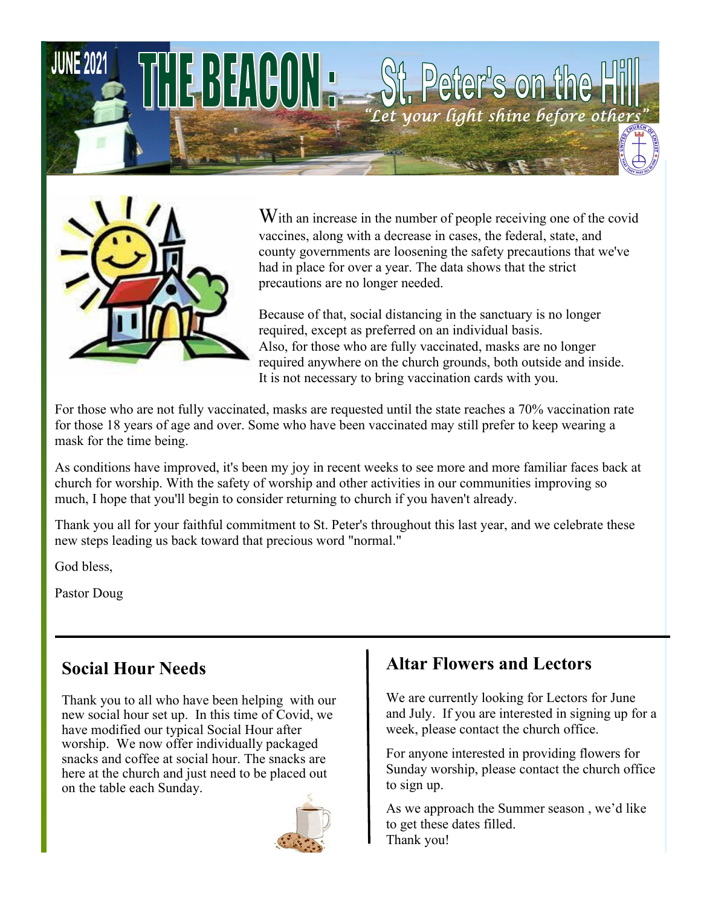JUNE 2021

# THE BEACON : St. Peter's on the Hill

*"Let your light shine before others"*

With an increase in the number of people receiving one of the covid vaccines, along with a decrease in cases, the federal, state, and county governments are loosening the safety precautions that we've had in place for over a year. The data shows that the strict precautions are no longer needed.

Because of that, social distancing in the sanctuary is no longer required, except as preferred on an individual basis. Also, for those who are fully vaccinated, masks are no longer required anywhere on the church grounds, both outside and inside. It is not necessary to bring vaccination cards with you.

For those who are not fully vaccinated, masks are requested until the state reaches a 70% vaccination rate for those 18 years of age and over. Some who have been vaccinated may still prefer to keep wearing a mask for the time being.

As conditions have improved, it's been my joy in recent weeks to see more and more familiar faces back at church for worship. With the safety of worship and other activities in our communities improving so much, I hope that you'll begin to consider returning to church if you haven't already.

Thank you all for your faithful commitment to St. Peter's throughout this last year, and we celebrate these new steps leading us back toward that precious word "normal."

God bless,

Pastor Doug

## Social Hour Needs

Thank you to all who have been helping with our new social hour set up. In this time of Covid, we have modified our typical Social Hour after worship. We now offer individually packaged snacks and coffee at social hour. The snacks are here at the church and just need to be placed out on the table each Sunday.

## Altar Flowers and Lectors

We are currently looking for Lectors for June and July. If you are interested in signing up for a week, please contact the church office.

For anyone interested in providing flowers for Sunday worship, please contact the church office to sign up.

As we approach the Summer season , we'd like to get these dates filled.
Thank you!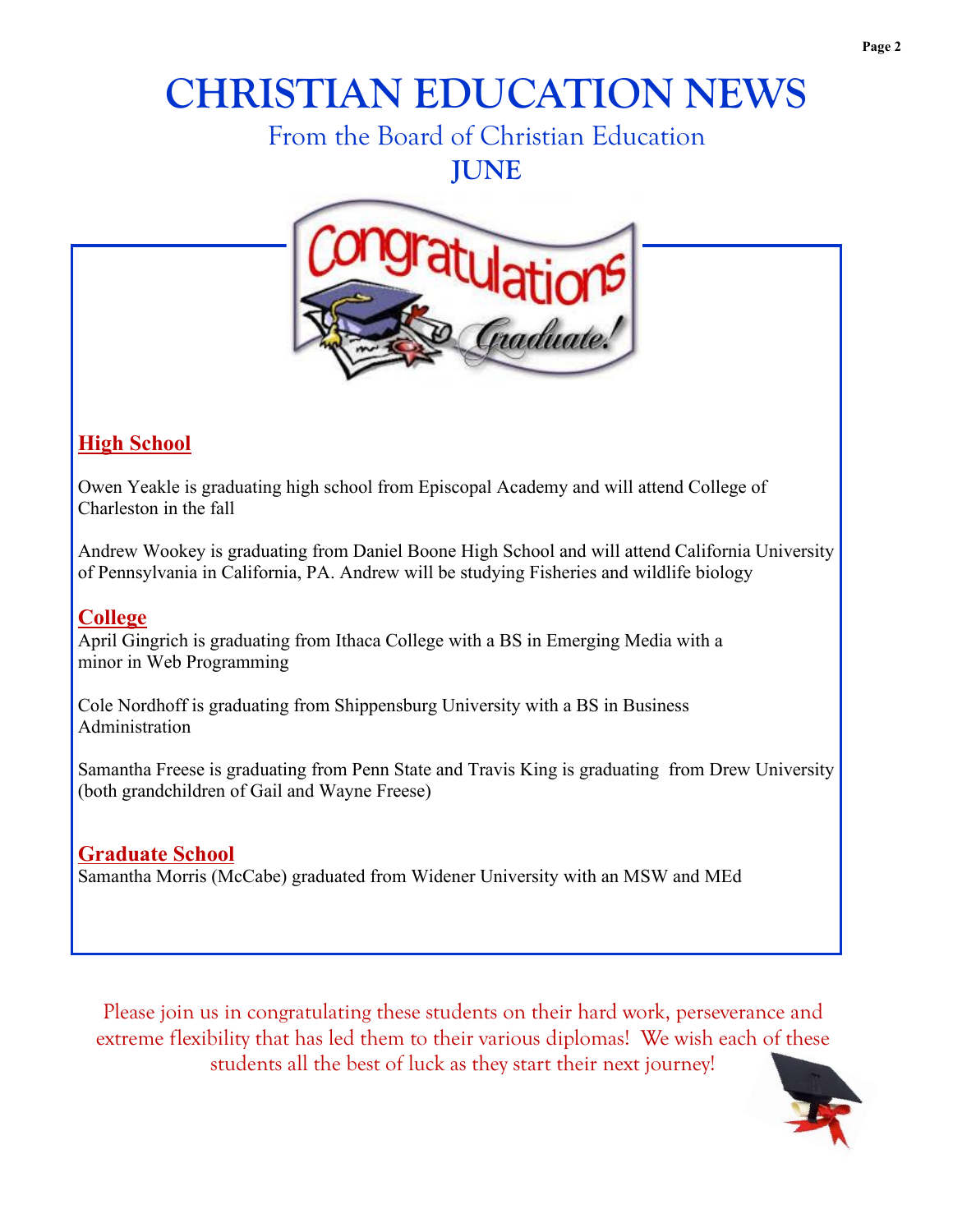# CHRISTIAN EDUCATION NEWS

## From the Board of Christian Education

## JUNE

### High School

Owen Yeakle is graduating high school from Episcopal Academy and will attend College of Charleston in the fall

Andrew Wookey is graduating from Daniel Boone High School and will attend California University of Pennsylvania in California, PA. Andrew will be studying Fisheries and wildlife biology

### College

April Gingrich is graduating from Ithaca College with a BS in Emerging Media with a minor in Web Programming

Cole Nordhoff is graduating from Shippensburg University with a BS in Business Administration

Samantha Freese is graduating from Penn State and Travis King is graduating from Drew University (both grandchildren of Gail and Wayne Freese)

### Graduate School

Samantha Morris (McCabe) graduated from Widener University with an MSW and MEd

Please join us in congratulating these students on their hard work, perseverance and extreme flexibility that has led them to their various diplomas! We wish each of these students all the best of luck as they start their next journey!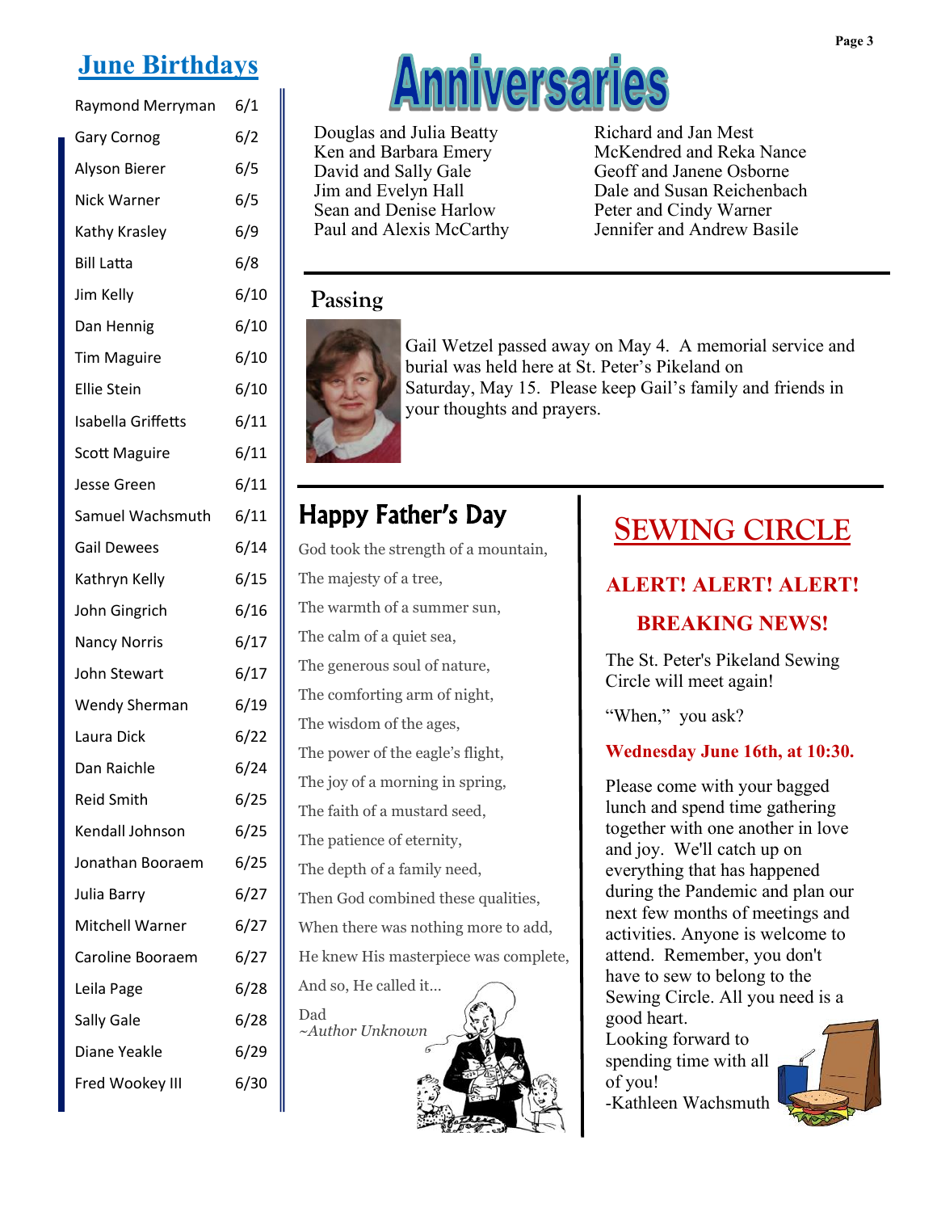## June Birthdays

| | |
|---|---|
| Raymond Merryman | 6/1 |
| Gary Cornog | 6/2 |
| Alyson Bierer | 6/5 |
| Nick Warner | 6/5 |
| Kathy Krasley | 6/9 |
| Bill Latta | 6/8 |
| Jim Kelly | 6/10 |
| Dan Hennig | 6/10 |
| Tim Maguire | 6/10 |
| Ellie Stein | 6/10 |
| Isabella Griffetts | 6/11 |
| Scott Maguire | 6/11 |
| Jesse Green | 6/11 |
| Samuel Wachsmuth | 6/11 |
| Gail Dewees | 6/14 |
| Kathryn Kelly | 6/15 |
| John Gingrich | 6/16 |
| Nancy Norris | 6/17 |
| John Stewart | 6/17 |
| Wendy Sherman | 6/19 |
| Laura Dick | 6/22 |
| Dan Raichle | 6/24 |
| Reid Smith | 6/25 |
| Kendall Johnson | 6/25 |
| Jonathan Booraem | 6/25 |
| Julia Barry | 6/27 |
| Mitchell Warner | 6/27 |
| Caroline Booraem | 6/27 |
| Leila Page | 6/28 |
| Sally Gale | 6/28 |
| Diane Yeakle | 6/29 |
| Fred Wookey III | 6/30 |

# Anniversaries

Douglas and Julia Beatty
Ken and Barbara Emery
David and Sally Gale
Jim and Evelyn Hall
Sean and Denise Harlow
Paul and Alexis McCarthy
Richard and Jan Mest
McKendred and Reka Nance
Geoff and Janene Osborne
Dale and Susan Reichenbach
Peter and Cindy Warner
Jennifer and Andrew Basile

## Passing

Gail Wetzel passed away on May 4. A memorial service and burial was held here at St. Peter's Pikeland on Saturday, May 15. Please keep Gail's family and friends in your thoughts and prayers.

## Happy Father's Day

God took the strength of a mountain,
The majesty of a tree,
The warmth of a summer sun,
The calm of a quiet sea,
The generous soul of nature,
The comforting arm of night,
The wisdom of the ages,
The power of the eagle's flight,
The joy of a morning in spring,
The faith of a mustard seed,
The patience of eternity,
The depth of a family need,
Then God combined these qualities,
When there was nothing more to add,
He knew His masterpiece was complete,
And so, He called it...
Dad
*~Author Unknown*

## SEWING CIRCLE

**ALERT! ALERT! ALERT!**

**BREAKING NEWS!**

The St. Peter's Pikeland Sewing Circle will meet again!

"When," you ask?

**Wednesday June 16th, at 10:30.**

Please come with your bagged lunch and spend time gathering together with one another in love and joy. We'll catch up on everything that has happened during the Pandemic and plan our next few months of meetings and activities. Anyone is welcome to attend. Remember, you don't have to sew to belong to the Sewing Circle. All you need is a good heart.
Looking forward to spending time with all of you!
-Kathleen Wachsmuth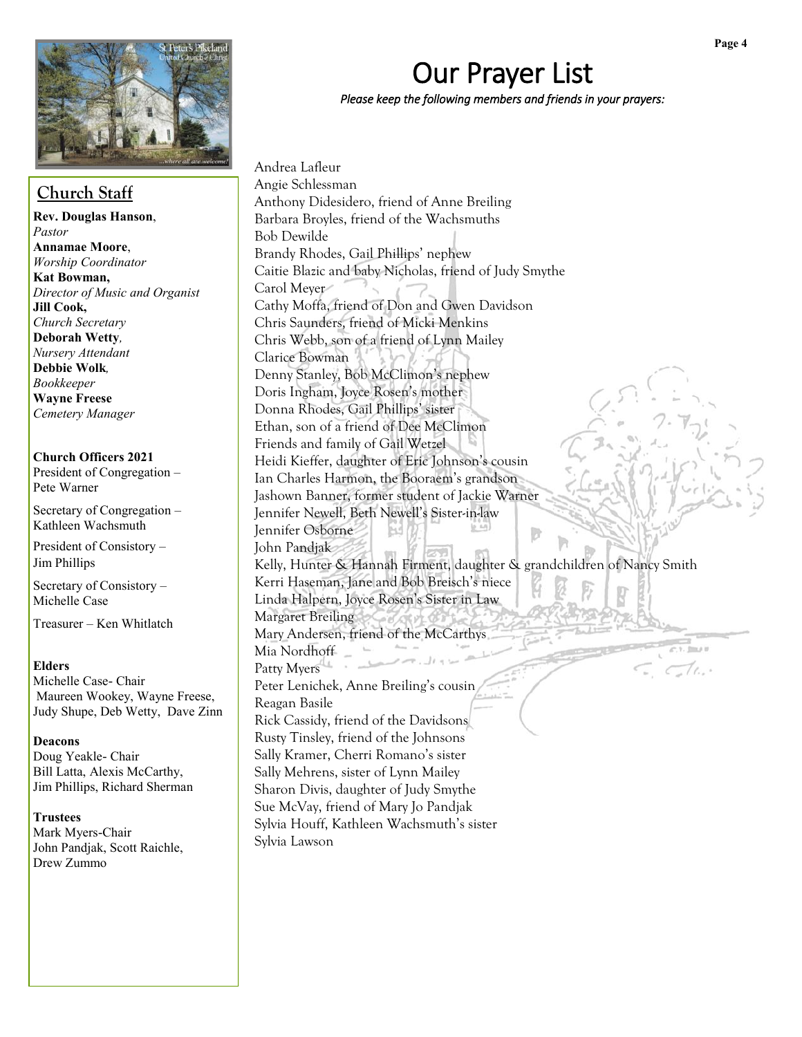# Our Prayer List

*Please keep the following members and friends in your prayers:*

Andrea Lafleur
Angie Schlessman
Anthony Didesidero, friend of Anne Breiling
Barbara Broyles, friend of the Wachsmuths
Bob Dewilde
Brandy Rhodes, Gail Phillips' nephew
Caitie Blazic and baby Nicholas, friend of Judy Smythe
Carol Meyer
Cathy Moffa, friend of Don and Gwen Davidson
Chris Saunders, friend of Micki Menkins
Chris Webb, son of a friend of Lynn Mailey
Clarice Bowman
Denny Stanley, Bob McClimon's nephew
Doris Ingham, Joyce Rosen's mother
Donna Rhodes, Gail Phillips' sister
Ethan, son of a friend of Dee McClimon
Friends and family of Gail Wetzel
Heidi Kieffer, daughter of Eric Johnson's cousin
Ian Charles Harmon, the Booraem's grandson
Jashown Banner, former student of Jackie Warner
Jennifer Newell, Beth Newell's Sister-in-law
Jennifer Osborne
John Pandjak
Kelly, Hunter & Hannah Firment, daughter & grandchildren of Nancy Smith
Kerri Haseman, Jane and Bob Breisch's niece
Linda Halpern, Joyce Rosen's Sister in Law
Margaret Breiling
Mary Andersen, friend of the McCarthys
Mia Nordhoff
Patty Myers
Peter Lenichek, Anne Breiling's cousin
Reagan Basile
Rick Cassidy, friend of the Davidsons
Rusty Tinsley, friend of the Johnsons
Sally Kramer, Cherri Romano's sister
Sally Mehrens, sister of Lynn Mailey
Sharon Divis, daughter of Judy Smythe
Sue McVay, friend of Mary Jo Pandjak
Sylvia Houff, Kathleen Wachsmuth's sister
Sylvia Lawson

## Church Staff

**Rev. Douglas Hanson**,
*Pastor*
**Annamae Moore**,
*Worship Coordinator*
**Kat Bowman,**
*Director of Music and Organist*
**Jill Cook,**
*Church Secretary*
**Deborah Wetty**,
*Nursery Attendant*
**Debbie Wolk**,
*Bookkeeper*
**Wayne Freese**
*Cemetery Manager*

**Church Officers 2021**

President of Congregation – Pete Warner

Secretary of Congregation – Kathleen Wachsmuth

President of Consistory – Jim Phillips

Secretary of Consistory – Michelle Case

Treasurer – Ken Whitlatch

**Elders**
Michelle Case- Chair
Maureen Wookey, Wayne Freese, Judy Shupe, Deb Wetty, Dave Zinn

**Deacons**
Doug Yeakle- Chair
Bill Latta, Alexis McCarthy, Jim Phillips, Richard Sherman

**Trustees**
Mark Myers-Chair
John Pandjak, Scott Raichle, Drew Zummo